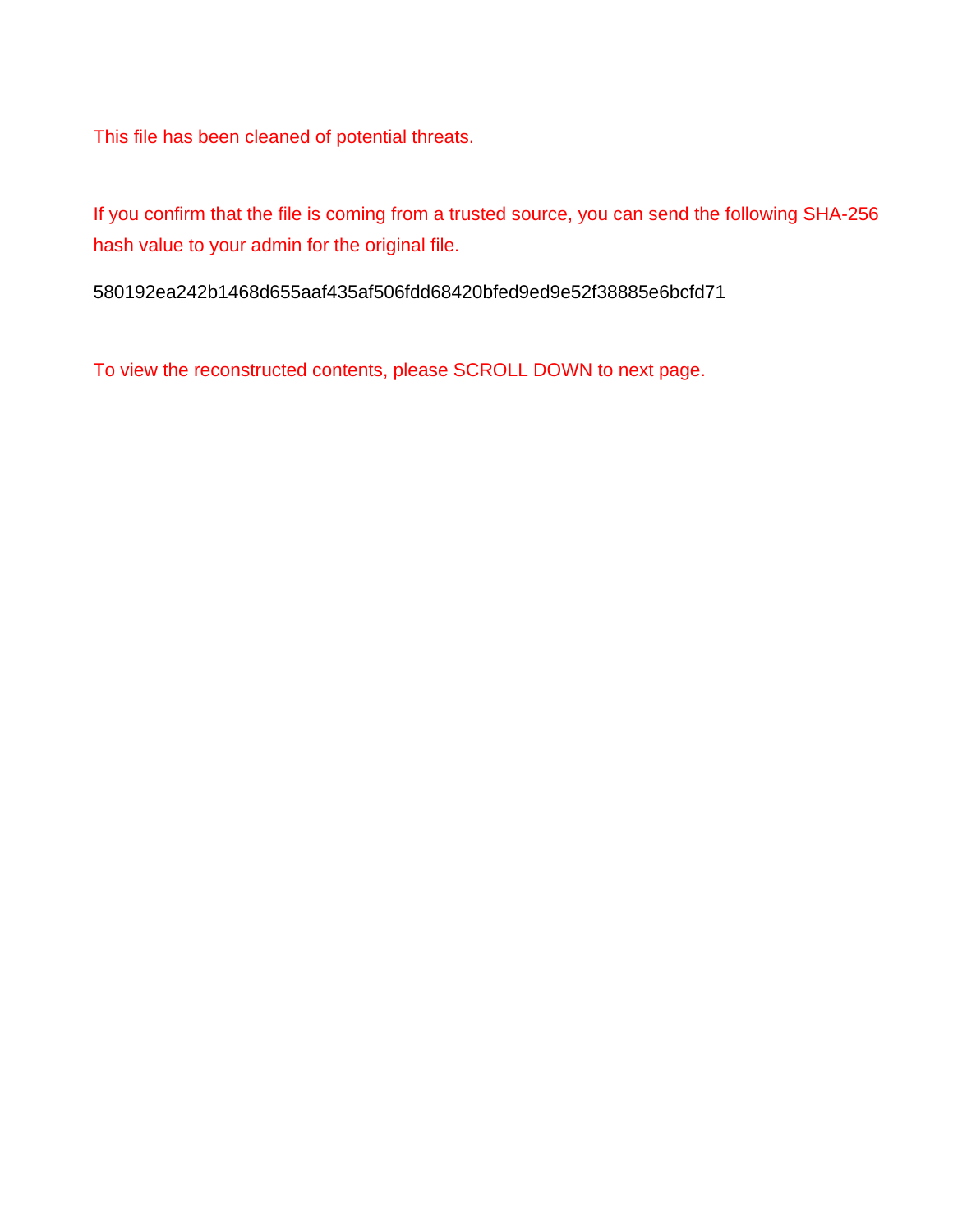This file has been cleaned of potential threats.

If you confirm that the file is coming from a trusted source, you can send the following SHA-256 hash value to your admin for the original file.

580192ea242b1468d655aaf435af506fdd68420bfed9ed9e52f38885e6bcfd71

To view the reconstructed contents, please SCROLL DOWN to next page.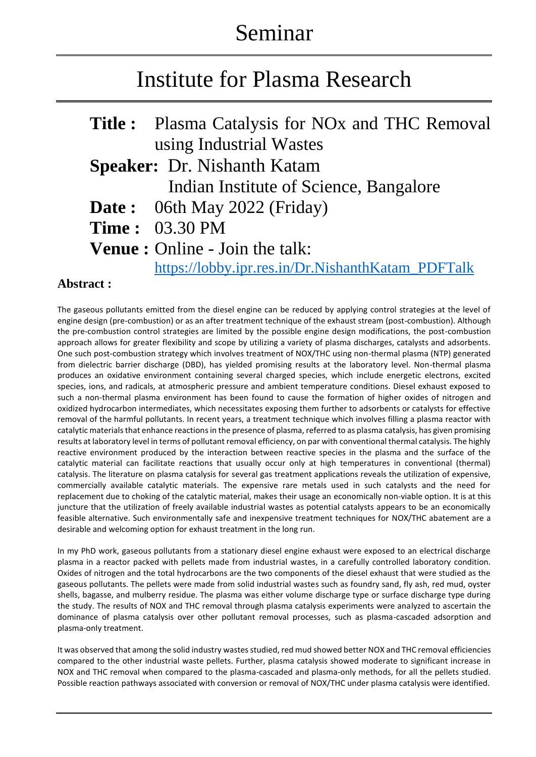# Seminar

# Institute for Plasma Research

**Title :** Plasma Catalysis for NOx and THC Removal using Industrial Wastes

**Speaker:** Dr. Nishanth Katam
Indian Institute of Science, Bangalore

**Date :** 06th May 2022 (Friday)

**Time :** 03.30 PM

**Venue :** Online - Join the talk:
https://lobby.ipr.res.in/Dr.NishanthKatam_PDFTalk

## Abstract :

The gaseous pollutants emitted from the diesel engine can be reduced by applying control strategies at the level of engine design (pre-combustion) or as an after treatment technique of the exhaust stream (post-combustion). Although the pre-combustion control strategies are limited by the possible engine design modifications, the post-combustion approach allows for greater flexibility and scope by utilizing a variety of plasma discharges, catalysts and adsorbents. One such post-combustion strategy which involves treatment of NOX/THC using non-thermal plasma (NTP) generated from dielectric barrier discharge (DBD), has yielded promising results at the laboratory level. Non-thermal plasma produces an oxidative environment containing several charged species, which include energetic electrons, excited species, ions, and radicals, at atmospheric pressure and ambient temperature conditions. Diesel exhaust exposed to such a non-thermal plasma environment has been found to cause the formation of higher oxides of nitrogen and oxidized hydrocarbon intermediates, which necessitates exposing them further to adsorbents or catalysts for effective removal of the harmful pollutants. In recent years, a treatment technique which involves filling a plasma reactor with catalytic materials that enhance reactions in the presence of plasma, referred to as plasma catalysis, has given promising results at laboratory level in terms of pollutant removal efficiency, on par with conventional thermal catalysis. The highly reactive environment produced by the interaction between reactive species in the plasma and the surface of the catalytic material can facilitate reactions that usually occur only at high temperatures in conventional (thermal) catalysis. The literature on plasma catalysis for several gas treatment applications reveals the utilization of expensive, commercially available catalytic materials. The expensive rare metals used in such catalysts and the need for replacement due to choking of the catalytic material, makes their usage an economically non-viable option. It is at this juncture that the utilization of freely available industrial wastes as potential catalysts appears to be an economically feasible alternative. Such environmentally safe and inexpensive treatment techniques for NOX/THC abatement are a desirable and welcoming option for exhaust treatment in the long run.

In my PhD work, gaseous pollutants from a stationary diesel engine exhaust were exposed to an electrical discharge plasma in a reactor packed with pellets made from industrial wastes, in a carefully controlled laboratory condition. Oxides of nitrogen and the total hydrocarbons are the two components of the diesel exhaust that were studied as the gaseous pollutants. The pellets were made from solid industrial wastes such as foundry sand, fly ash, red mud, oyster shells, bagasse, and mulberry residue. The plasma was either volume discharge type or surface discharge type during the study. The results of NOX and THC removal through plasma catalysis experiments were analyzed to ascertain the dominance of plasma catalysis over other pollutant removal processes, such as plasma-cascaded adsorption and plasma-only treatment.

It was observed that among the solid industry wastes studied, red mud showed better NOX and THC removal efficiencies compared to the other industrial waste pellets. Further, plasma catalysis showed moderate to significant increase in NOX and THC removal when compared to the plasma-cascaded and plasma-only methods, for all the pellets studied. Possible reaction pathways associated with conversion or removal of NOX/THC under plasma catalysis were identified.